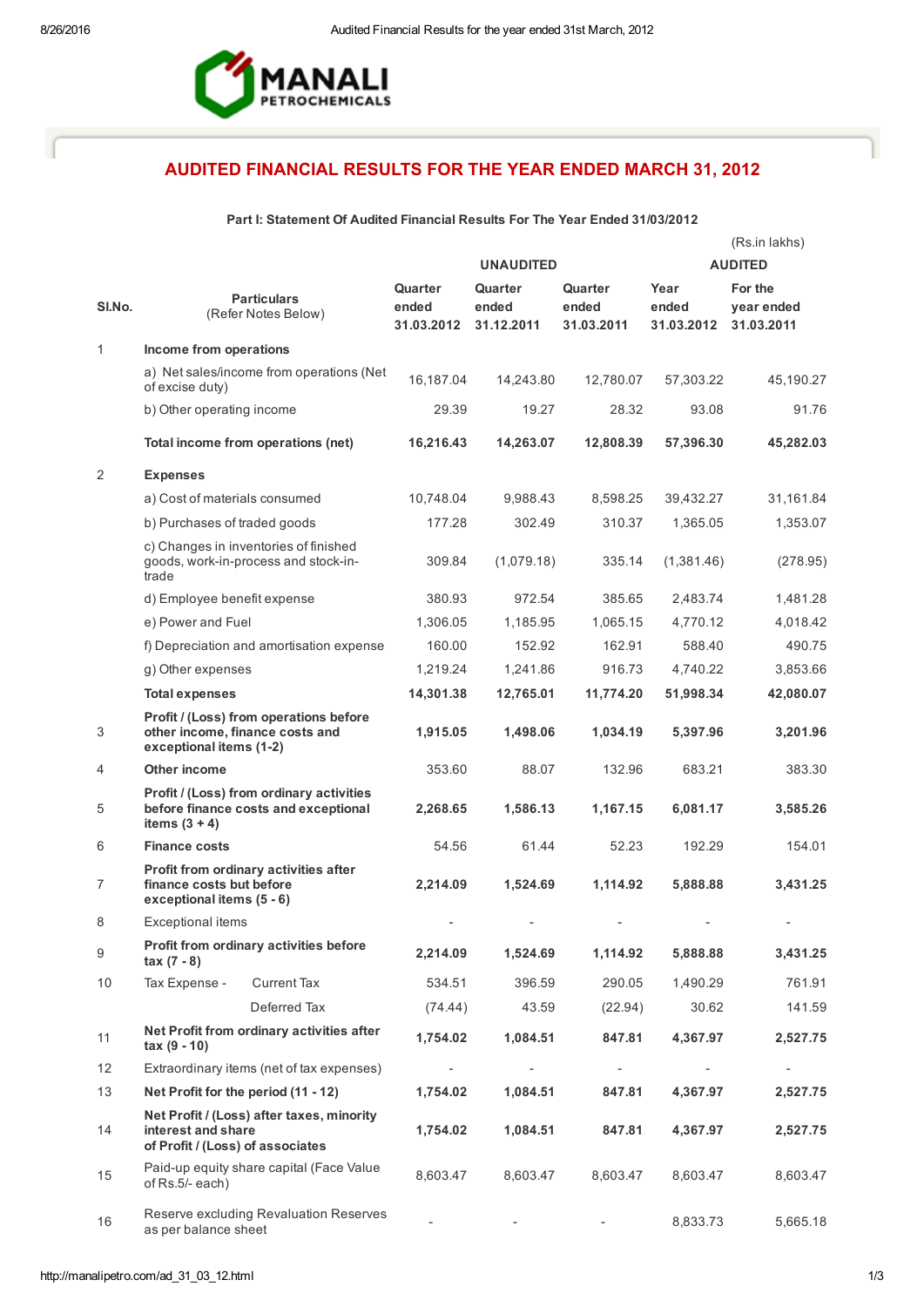# AUDITED FINANCIAL RESULTS FOR THE YEAR ENDED MARCH 31, 2012

### Part I: Statement Of Audited Financial Results For The Year Ended 31/03/2012

(Rs.in lakhs)

| Sl.No. | Particulars (Refer Notes Below) | UNAUDITED | | | AUDITED | |
|---|---|---|---|---|---|---|
| | | Quarter ended 31.03.2012 | Quarter ended 31.12.2011 | Quarter ended 31.03.2011 | Year ended 31.03.2012 | For the year ended 31.03.2011 |
| 1 | **Income from operations** | | | | | |
| | a) Net sales/income from operations (Net of excise duty) | 16,187.04 | 14,243.80 | 12,780.07 | 57,303.22 | 45,190.27 |
| | b) Other operating income | 29.39 | 19.27 | 28.32 | 93.08 | 91.76 |
| | **Total income from operations (net)** | **16,216.43** | **14,263.07** | **12,808.39** | **57,396.30** | **45,282.03** |
| 2 | **Expenses** | | | | | |
| | a) Cost of materials consumed | 10,748.04 | 9,988.43 | 8,598.25 | 39,432.27 | 31,161.84 |
| | b) Purchases of traded goods | 177.28 | 302.49 | 310.37 | 1,365.05 | 1,353.07 |
| | c) Changes in inventories of finished goods, work-in-process and stock-in-trade | 309.84 | (1,079.18) | 335.14 | (1,381.46) | (278.95) |
| | d) Employee benefit expense | 380.93 | 972.54 | 385.65 | 2,483.74 | 1,481.28 |
| | e) Power and Fuel | 1,306.05 | 1,185.95 | 1,065.15 | 4,770.12 | 4,018.42 |
| | f) Depreciation and amortisation expense | 160.00 | 152.92 | 162.91 | 588.40 | 490.75 |
| | g) Other expenses | 1,219.24 | 1,241.86 | 916.73 | 4,740.22 | 3,853.66 |
| | **Total expenses** | **14,301.38** | **12,765.01** | **11,774.20** | **51,998.34** | **42,080.07** |
| 3 | **Profit / (Loss) from operations before other income, finance costs and exceptional items (1-2)** | **1,915.05** | **1,498.06** | **1,034.19** | **5,397.96** | **3,201.96** |
| 4 | **Other income** | 353.60 | 88.07 | 132.96 | 683.21 | 383.30 |
| 5 | **Profit / (Loss) from ordinary activities before finance costs and exceptional items (3 + 4)** | **2,268.65** | **1,586.13** | **1,167.15** | **6,081.17** | **3,585.26** |
| 6 | **Finance costs** | 54.56 | 61.44 | 52.23 | 192.29 | 154.01 |
| 7 | **Profit from ordinary activities after finance costs but before exceptional items (5 - 6)** | **2,214.09** | **1,524.69** | **1,114.92** | **5,888.88** | **3,431.25** |
| 8 | Exceptional items | - | - | - | - | - |
| 9 | **Profit from ordinary activities before tax (7 - 8)** | **2,214.09** | **1,524.69** | **1,114.92** | **5,888.88** | **3,431.25** |
| 10 | Tax Expense - Current Tax | 534.51 | 396.59 | 290.05 | 1,490.29 | 761.91 |
| | Deferred Tax | (74.44) | 43.59 | (22.94) | 30.62 | 141.59 |
| 11 | **Net Profit from ordinary activities after tax (9 - 10)** | **1,754.02** | **1,084.51** | **847.81** | **4,367.97** | **2,527.75** |
| 12 | Extraordinary items (net of tax expenses) | - | - | - | - | - |
| 13 | **Net Profit for the period (11 - 12)** | **1,754.02** | **1,084.51** | **847.81** | **4,367.97** | **2,527.75** |
| 14 | **Net Profit / (Loss) after taxes, minority interest and share of Profit / (Loss) of associates** | **1,754.02** | **1,084.51** | **847.81** | **4,367.97** | **2,527.75** |
| 15 | Paid-up equity share capital (Face Value of Rs.5/- each) | 8,603.47 | 8,603.47 | 8,603.47 | 8,603.47 | 8,603.47 |
| 16 | Reserve excluding Revaluation Reserves as per balance sheet | - | - | - | 8,833.73 | 5,665.18 |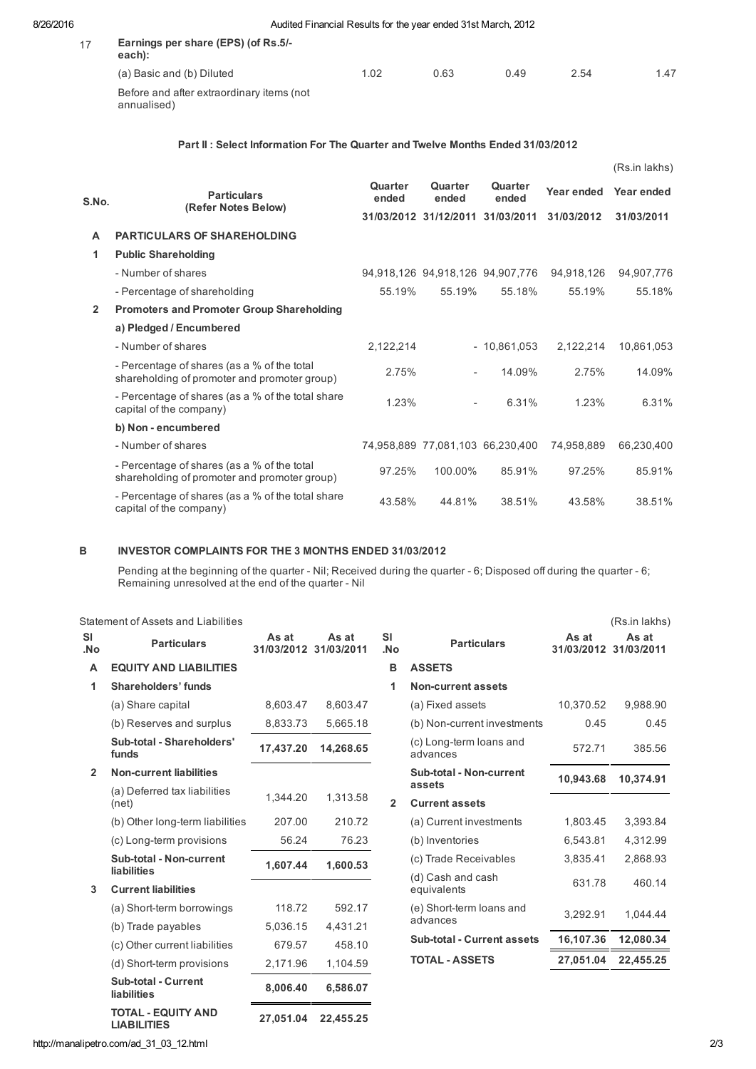| 17 | Earnings per share (EPS) (of Rs.5/- each): | | | | | |
|---|---|---|---|---|---|---|
| | (a) Basic and (b) Diluted | 1.02 | 0.63 | 0.49 | 2.54 | 1.47 |
| | Before and after extraordinary items (not annualised) | | | | | |

### Part II : Select Information For The Quarter and Twelve Months Ended 31/03/2012

(Rs.in lakhs)

| S.No. | Particulars (Refer Notes Below) | Quarter ended 31/03/2012 | Quarter ended 31/12/2011 | Quarter ended 31/03/2011 | Year ended 31/03/2012 | Year ended 31/03/2011 |
|---|---|---|---|---|---|---|
| **A** | **PARTICULARS OF SHAREHOLDING** | | | | | |
| **1** | **Public Shareholding** | | | | | |
| | - Number of shares | 94,918,126 | 94,918,126 | 94,907,776 | 94,918,126 | 94,907,776 |
| | - Percentage of shareholding | 55.19% | 55.19% | 55.18% | 55.19% | 55.18% |
| **2** | **Promoters and Promoter Group Shareholding** | | | | | |
| | **a) Pledged / Encumbered** | | | | | |
| | - Number of shares | 2,122,214 | - | 10,861,053 | 2,122,214 | 10,861,053 |
| | - Percentage of shares (as a % of the total shareholding of promoter and promoter group) | 2.75% | - | 14.09% | 2.75% | 14.09% |
| | - Percentage of shares (as a % of the total share capital of the company) | 1.23% | - | 6.31% | 1.23% | 6.31% |
| | **b) Non - encumbered** | | | | | |
| | - Number of shares | 74,958,889 | 77,081,103 | 66,230,400 | 74,958,889 | 66,230,400 |
| | - Percentage of shares (as a % of the total shareholding of promoter and promoter group) | 97.25% | 100.00% | 85.91% | 97.25% | 85.91% |
| | - Percentage of shares (as a % of the total share capital of the company) | 43.58% | 44.81% | 38.51% | 43.58% | 38.51% |

### B INVESTOR COMPLAINTS FOR THE 3 MONTHS ENDED 31/03/2012

Pending at the beginning of the quarter - Nil; Received during the quarter - 6; Disposed off during the quarter - 6; Remaining unresolved at the end of the quarter - Nil

Statement of Assets and Liabilities (Rs.in lakhs)

| Sl .No | Particulars | As at 31/03/2012 | As at 31/03/2011 |
|---|---|---|---|
| **A** | **EQUITY AND LIABILITIES** | | |
| **1** | **Shareholders' funds** | | |
| | (a) Share capital | 8,603.47 | 8,603.47 |
| | (b) Reserves and surplus | 8,833.73 | 5,665.18 |
| | **Sub-total - Shareholders' funds** | **17,437.20** | **14,268.65** |
| **2** | **Non-current liabilities** | | |
| | (a) Deferred tax liabilities (net) | 1,344.20 | 1,313.58 |
| | (b) Other long-term liabilities | 207.00 | 210.72 |
| | (c) Long-term provisions | 56.24 | 76.23 |
| | **Sub-total - Non-current liabilities** | **1,607.44** | **1,600.53** |
| **3** | **Current liabilities** | | |
| | (a) Short-term borrowings | 118.72 | 592.17 |
| | (b) Trade payables | 5,036.15 | 4,431.21 |
| | (c) Other current liabilities | 679.57 | 458.10 |
| | (d) Short-term provisions | 2,171.96 | 1,104.59 |
| | **Sub-total - Current liabilities** | **8,006.40** | **6,586.07** |
| | **TOTAL - EQUITY AND LIABILITIES** | **27,051.04** | **22,455.25** |

| Sl .No | Particulars | As at 31/03/2012 | As at 31/03/2011 |
|---|---|---|---|
| **B** | **ASSETS** | | |
| **1** | **Non-current assets** | | |
| | (a) Fixed assets | 10,370.52 | 9,988.90 |
| | (b) Non-current investments | 0.45 | 0.45 |
| | (c) Long-term loans and advances | 572.71 | 385.56 |
| | **Sub-total - Non-current assets** | **10,943.68** | **10,374.91** |
| **2** | **Current assets** | | |
| | (a) Current investments | 1,803.45 | 3,393.84 |
| | (b) Inventories | 6,543.81 | 4,312.99 |
| | (c) Trade Receivables | 3,835.41 | 2,868.93 |
| | (d) Cash and cash equivalents | 631.78 | 460.14 |
| | (e) Short-term loans and advances | 3,292.91 | 1,044.44 |
| | **Sub-total - Current assets** | **16,107.36** | **12,080.34** |
| | **TOTAL - ASSETS** | **27,051.04** | **22,455.25** |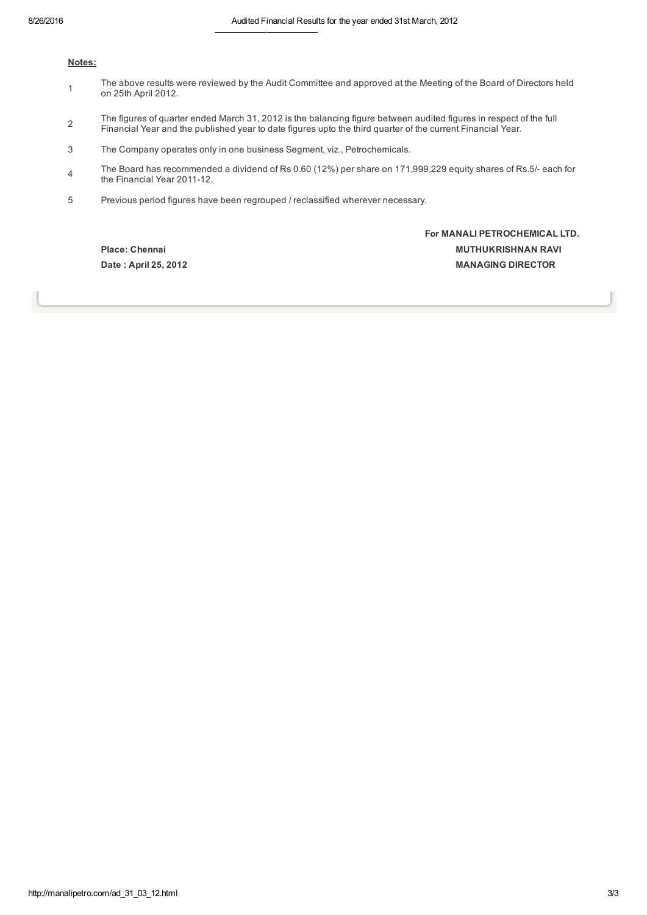**Notes:**

1. The above results were reviewed by the Audit Committee and approved at the Meeting of the Board of Directors held on 25th April 2012.
2. The figures of quarter ended March 31, 2012 is the balancing figure between audited figures in respect of the full Financial Year and the published year to date figures upto the third quarter of the current Financial Year.
3. The Company operates only in one business Segment, viz., Petrochemicals.
4. The Board has recommended a dividend of Rs 0.60 (12%) per share on 171,999,229 equity shares of Rs.5/- each for the Financial Year 2011-12.
5. Previous period figures have been regrouped / reclassified wherever necessary.

**For MANALI PETROCHEMICAL LTD.**

**Place: Chennai**

**Date : April 25, 2012**

**MUTHUKRISHNAN RAVI**

**MANAGING DIRECTOR**